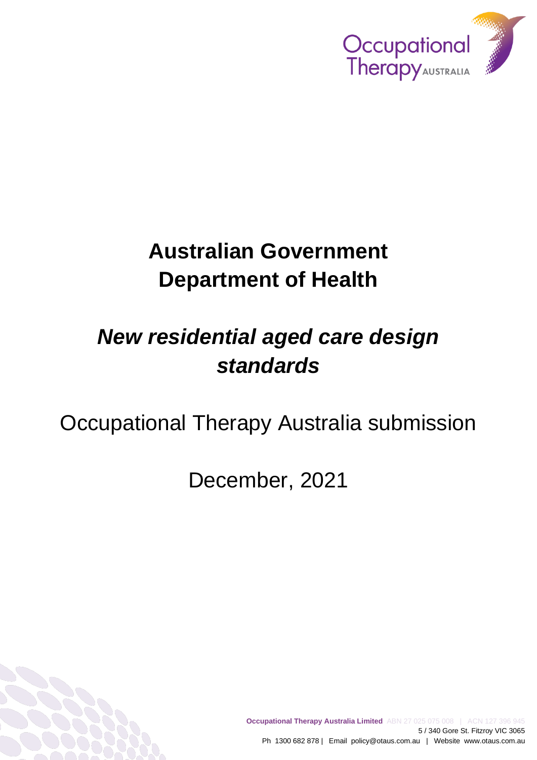# Australian Government Department of Health

## *New residential aged care design standards*

Occupational Therapy Australia submission

December, 2021

**Occupational Therapy Australia Limited** ABN 27 025 075 008 | ACN 127 396 945
5 / 340 Gore St. Fitzroy VIC 3065
Ph 1300 682 878 | Email policy@otaus.com.au | Website www.otaus.com.au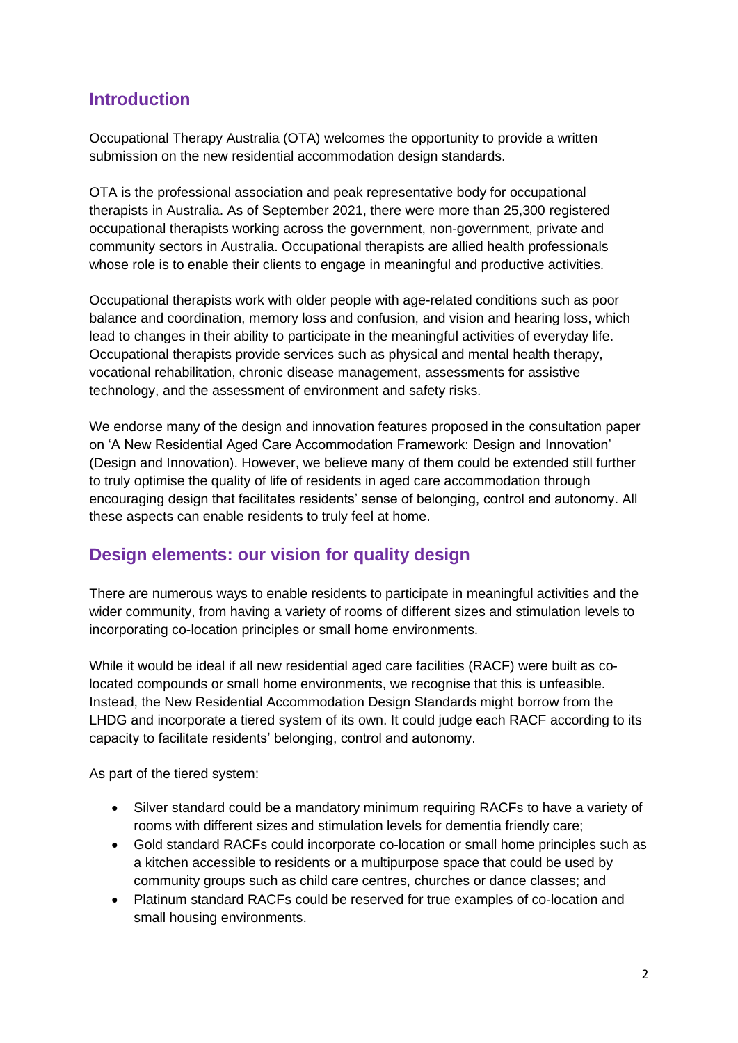## Introduction

Occupational Therapy Australia (OTA) welcomes the opportunity to provide a written submission on the new residential accommodation design standards.

OTA is the professional association and peak representative body for occupational therapists in Australia. As of September 2021, there were more than 25,300 registered occupational therapists working across the government, non-government, private and community sectors in Australia. Occupational therapists are allied health professionals whose role is to enable their clients to engage in meaningful and productive activities.

Occupational therapists work with older people with age-related conditions such as poor balance and coordination, memory loss and confusion, and vision and hearing loss, which lead to changes in their ability to participate in the meaningful activities of everyday life. Occupational therapists provide services such as physical and mental health therapy, vocational rehabilitation, chronic disease management, assessments for assistive technology, and the assessment of environment and safety risks.

We endorse many of the design and innovation features proposed in the consultation paper on 'A New Residential Aged Care Accommodation Framework: Design and Innovation' (Design and Innovation). However, we believe many of them could be extended still further to truly optimise the quality of life of residents in aged care accommodation through encouraging design that facilitates residents' sense of belonging, control and autonomy. All these aspects can enable residents to truly feel at home.

## Design elements: our vision for quality design

There are numerous ways to enable residents to participate in meaningful activities and the wider community, from having a variety of rooms of different sizes and stimulation levels to incorporating co-location principles or small home environments.

While it would be ideal if all new residential aged care facilities (RACF) were built as co-located compounds or small home environments, we recognise that this is unfeasible. Instead, the New Residential Accommodation Design Standards might borrow from the LHDG and incorporate a tiered system of its own. It could judge each RACF according to its capacity to facilitate residents' belonging, control and autonomy.

As part of the tiered system:

- Silver standard could be a mandatory minimum requiring RACFs to have a variety of rooms with different sizes and stimulation levels for dementia friendly care;
- Gold standard RACFs could incorporate co-location or small home principles such as a kitchen accessible to residents or a multipurpose space that could be used by community groups such as child care centres, churches or dance classes; and
- Platinum standard RACFs could be reserved for true examples of co-location and small housing environments.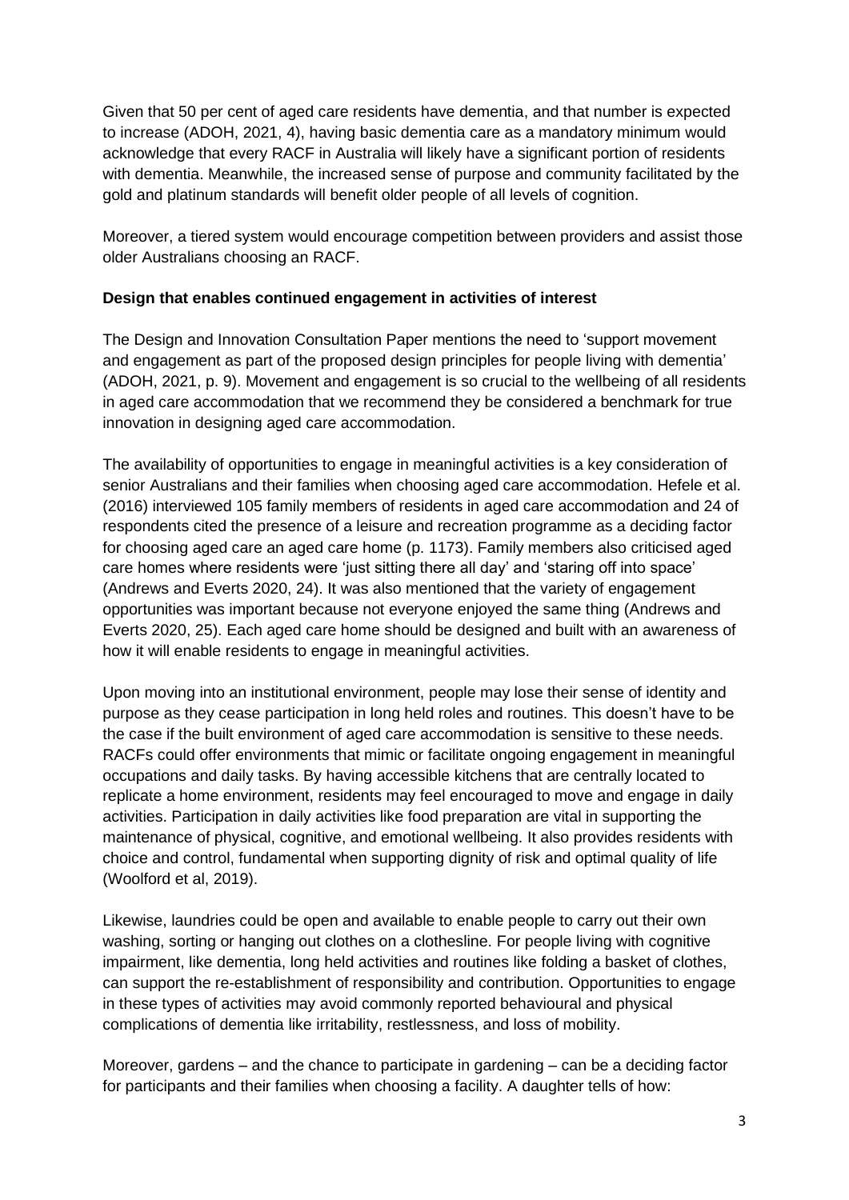Given that 50 per cent of aged care residents have dementia, and that number is expected to increase (ADOH, 2021, 4), having basic dementia care as a mandatory minimum would acknowledge that every RACF in Australia will likely have a significant portion of residents with dementia. Meanwhile, the increased sense of purpose and community facilitated by the gold and platinum standards will benefit older people of all levels of cognition.

Moreover, a tiered system would encourage competition between providers and assist those older Australians choosing an RACF.

**Design that enables continued engagement in activities of interest**

The Design and Innovation Consultation Paper mentions the need to 'support movement and engagement as part of the proposed design principles for people living with dementia' (ADOH, 2021, p. 9). Movement and engagement is so crucial to the wellbeing of all residents in aged care accommodation that we recommend they be considered a benchmark for true innovation in designing aged care accommodation.

The availability of opportunities to engage in meaningful activities is a key consideration of senior Australians and their families when choosing aged care accommodation. Hefele et al. (2016) interviewed 105 family members of residents in aged care accommodation and 24 of respondents cited the presence of a leisure and recreation programme as a deciding factor for choosing aged care an aged care home (p. 1173). Family members also criticised aged care homes where residents were 'just sitting there all day' and 'staring off into space' (Andrews and Everts 2020, 24). It was also mentioned that the variety of engagement opportunities was important because not everyone enjoyed the same thing (Andrews and Everts 2020, 25). Each aged care home should be designed and built with an awareness of how it will enable residents to engage in meaningful activities.

Upon moving into an institutional environment, people may lose their sense of identity and purpose as they cease participation in long held roles and routines. This doesn't have to be the case if the built environment of aged care accommodation is sensitive to these needs. RACFs could offer environments that mimic or facilitate ongoing engagement in meaningful occupations and daily tasks. By having accessible kitchens that are centrally located to replicate a home environment, residents may feel encouraged to move and engage in daily activities. Participation in daily activities like food preparation are vital in supporting the maintenance of physical, cognitive, and emotional wellbeing. It also provides residents with choice and control, fundamental when supporting dignity of risk and optimal quality of life (Woolford et al, 2019).

Likewise, laundries could be open and available to enable people to carry out their own washing, sorting or hanging out clothes on a clothesline. For people living with cognitive impairment, like dementia, long held activities and routines like folding a basket of clothes, can support the re-establishment of responsibility and contribution. Opportunities to engage in these types of activities may avoid commonly reported behavioural and physical complications of dementia like irritability, restlessness, and loss of mobility.

Moreover, gardens – and the chance to participate in gardening – can be a deciding factor for participants and their families when choosing a facility. A daughter tells of how: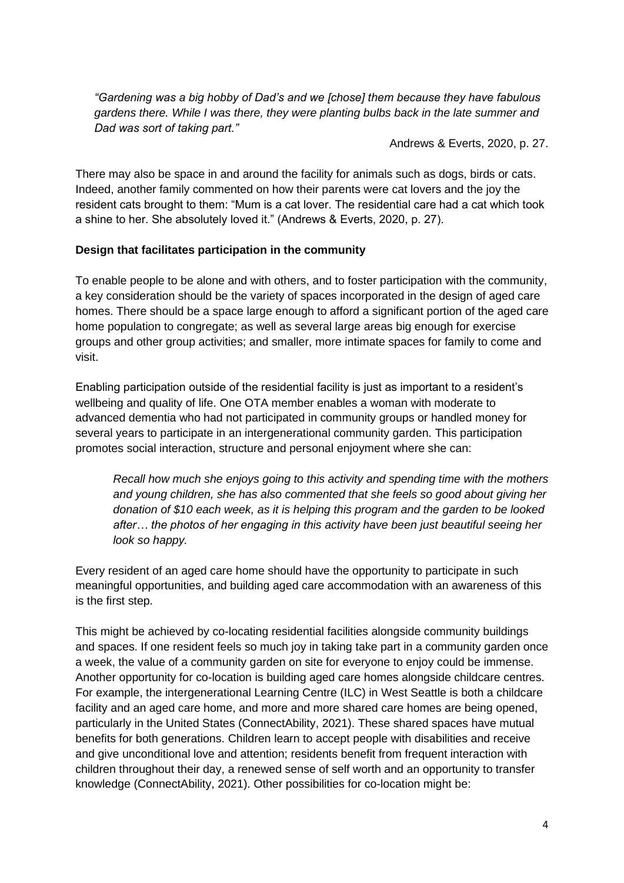> *"Gardening was a big hobby of Dad's and we [chose] them because they have fabulous gardens there. While I was there, they were planting bulbs back in the late summer and Dad was sort of taking part."*
>
> Andrews & Everts, 2020, p. 27.

There may also be space in and around the facility for animals such as dogs, birds or cats. Indeed, another family commented on how their parents were cat lovers and the joy the resident cats brought to them: "Mum is a cat lover. The residential care had a cat which took a shine to her. She absolutely loved it." (Andrews & Everts, 2020, p. 27).

**Design that facilitates participation in the community**

To enable people to be alone and with others, and to foster participation with the community, a key consideration should be the variety of spaces incorporated in the design of aged care homes. There should be a space large enough to afford a significant portion of the aged care home population to congregate; as well as several large areas big enough for exercise groups and other group activities; and smaller, more intimate spaces for family to come and visit.

Enabling participation outside of the residential facility is just as important to a resident's wellbeing and quality of life. One OTA member enables a woman with moderate to advanced dementia who had not participated in community groups or handled money for several years to participate in an intergenerational community garden. This participation promotes social interaction, structure and personal enjoyment where she can:

> *Recall how much she enjoys going to this activity and spending time with the mothers and young children, she has also commented that she feels so good about giving her donation of $10 each week, as it is helping this program and the garden to be looked after… the photos of her engaging in this activity have been just beautiful seeing her look so happy.*

Every resident of an aged care home should have the opportunity to participate in such meaningful opportunities, and building aged care accommodation with an awareness of this is the first step.

This might be achieved by co-locating residential facilities alongside community buildings and spaces. If one resident feels so much joy in taking take part in a community garden once a week, the value of a community garden on site for everyone to enjoy could be immense. Another opportunity for co-location is building aged care homes alongside childcare centres. For example, the intergenerational Learning Centre (ILC) in West Seattle is both a childcare facility and an aged care home, and more and more shared care homes are being opened, particularly in the United States (ConnectAbility, 2021). These shared spaces have mutual benefits for both generations. Children learn to accept people with disabilities and receive and give unconditional love and attention; residents benefit from frequent interaction with children throughout their day, a renewed sense of self worth and an opportunity to transfer knowledge (ConnectAbility, 2021). Other possibilities for co-location might be: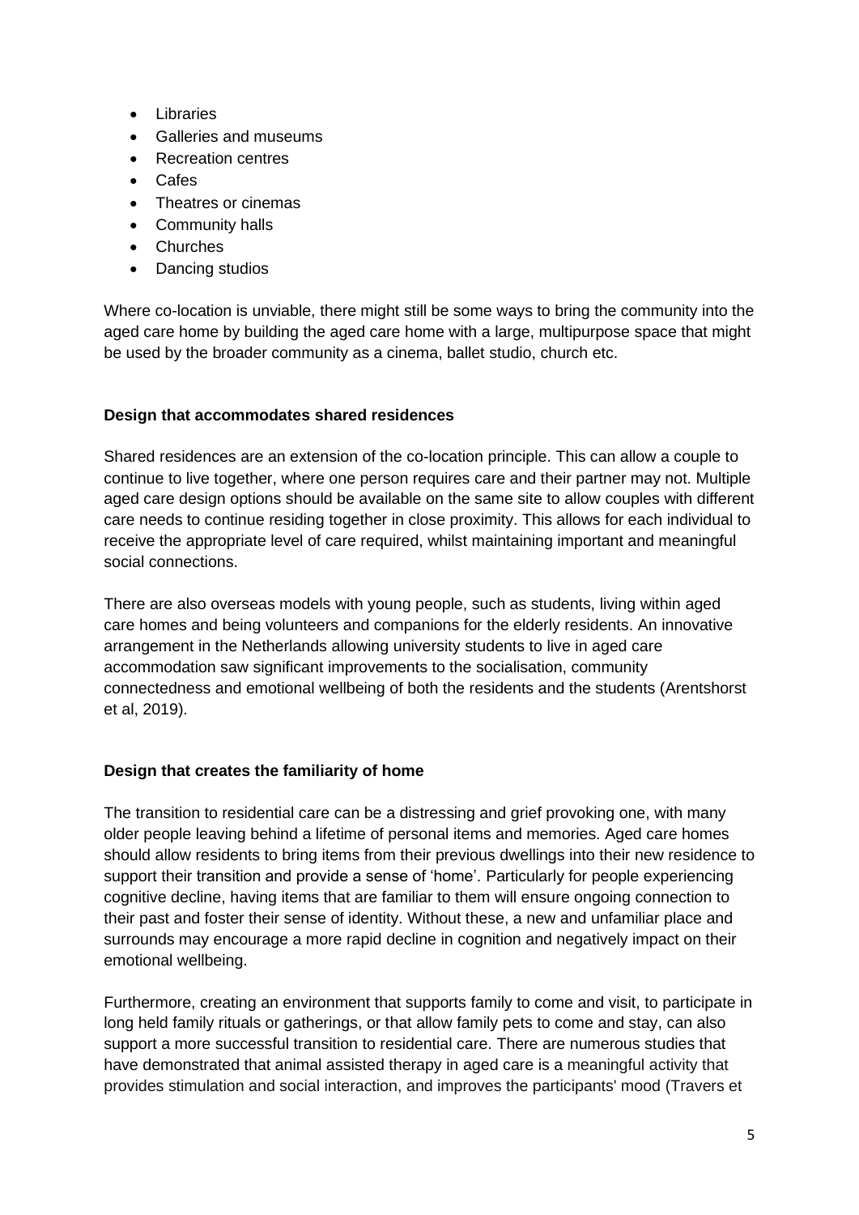- Libraries
- Galleries and museums
- Recreation centres
- Cafes
- Theatres or cinemas
- Community halls
- Churches
- Dancing studios

Where co-location is unviable, there might still be some ways to bring the community into the aged care home by building the aged care home with a large, multipurpose space that might be used by the broader community as a cinema, ballet studio, church etc.

**Design that accommodates shared residences**

Shared residences are an extension of the co-location principle. This can allow a couple to continue to live together, where one person requires care and their partner may not. Multiple aged care design options should be available on the same site to allow couples with different care needs to continue residing together in close proximity. This allows for each individual to receive the appropriate level of care required, whilst maintaining important and meaningful social connections.

There are also overseas models with young people, such as students, living within aged care homes and being volunteers and companions for the elderly residents. An innovative arrangement in the Netherlands allowing university students to live in aged care accommodation saw significant improvements to the socialisation, community connectedness and emotional wellbeing of both the residents and the students (Arentshorst et al, 2019).

**Design that creates the familiarity of home**

The transition to residential care can be a distressing and grief provoking one, with many older people leaving behind a lifetime of personal items and memories. Aged care homes should allow residents to bring items from their previous dwellings into their new residence to support their transition and provide a sense of 'home'. Particularly for people experiencing cognitive decline, having items that are familiar to them will ensure ongoing connection to their past and foster their sense of identity. Without these, a new and unfamiliar place and surrounds may encourage a more rapid decline in cognition and negatively impact on their emotional wellbeing.

Furthermore, creating an environment that supports family to come and visit, to participate in long held family rituals or gatherings, or that allow family pets to come and stay, can also support a more successful transition to residential care. There are numerous studies that have demonstrated that animal assisted therapy in aged care is a meaningful activity that provides stimulation and social interaction, and improves the participants' mood (Travers et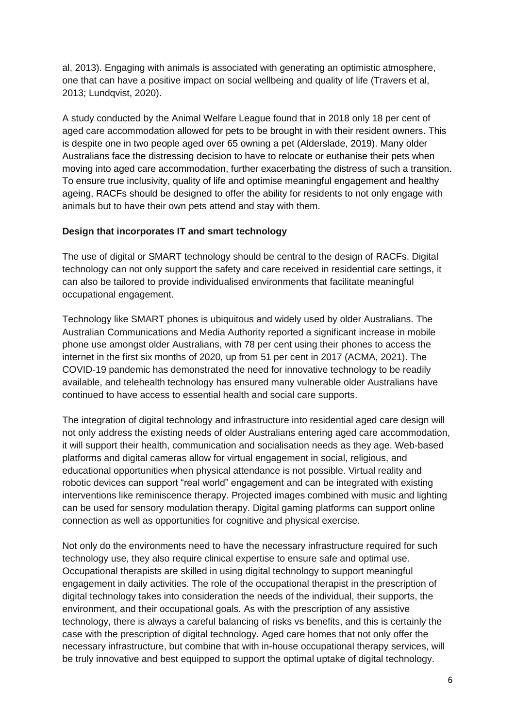al, 2013). Engaging with animals is associated with generating an optimistic atmosphere, one that can have a positive impact on social wellbeing and quality of life (Travers et al, 2013; Lundqvist, 2020).

A study conducted by the Animal Welfare League found that in 2018 only 18 per cent of aged care accommodation allowed for pets to be brought in with their resident owners. This is despite one in two people aged over 65 owning a pet (Alderslade, 2019). Many older Australians face the distressing decision to have to relocate or euthanise their pets when moving into aged care accommodation, further exacerbating the distress of such a transition. To ensure true inclusivity, quality of life and optimise meaningful engagement and healthy ageing, RACFs should be designed to offer the ability for residents to not only engage with animals but to have their own pets attend and stay with them.

**Design that incorporates IT and smart technology**

The use of digital or SMART technology should be central to the design of RACFs. Digital technology can not only support the safety and care received in residential care settings, it can also be tailored to provide individualised environments that facilitate meaningful occupational engagement.

Technology like SMART phones is ubiquitous and widely used by older Australians. The Australian Communications and Media Authority reported a significant increase in mobile phone use amongst older Australians, with 78 per cent using their phones to access the internet in the first six months of 2020, up from 51 per cent in 2017 (ACMA, 2021). The COVID-19 pandemic has demonstrated the need for innovative technology to be readily available, and telehealth technology has ensured many vulnerable older Australians have continued to have access to essential health and social care supports.

The integration of digital technology and infrastructure into residential aged care design will not only address the existing needs of older Australians entering aged care accommodation, it will support their health, communication and socialisation needs as they age. Web-based platforms and digital cameras allow for virtual engagement in social, religious, and educational opportunities when physical attendance is not possible. Virtual reality and robotic devices can support "real world" engagement and can be integrated with existing interventions like reminiscence therapy. Projected images combined with music and lighting can be used for sensory modulation therapy. Digital gaming platforms can support online connection as well as opportunities for cognitive and physical exercise.

Not only do the environments need to have the necessary infrastructure required for such technology use, they also require clinical expertise to ensure safe and optimal use. Occupational therapists are skilled in using digital technology to support meaningful engagement in daily activities. The role of the occupational therapist in the prescription of digital technology takes into consideration the needs of the individual, their supports, the environment, and their occupational goals. As with the prescription of any assistive technology, there is always a careful balancing of risks vs benefits, and this is certainly the case with the prescription of digital technology. Aged care homes that not only offer the necessary infrastructure, but combine that with in-house occupational therapy services, will be truly innovative and best equipped to support the optimal uptake of digital technology.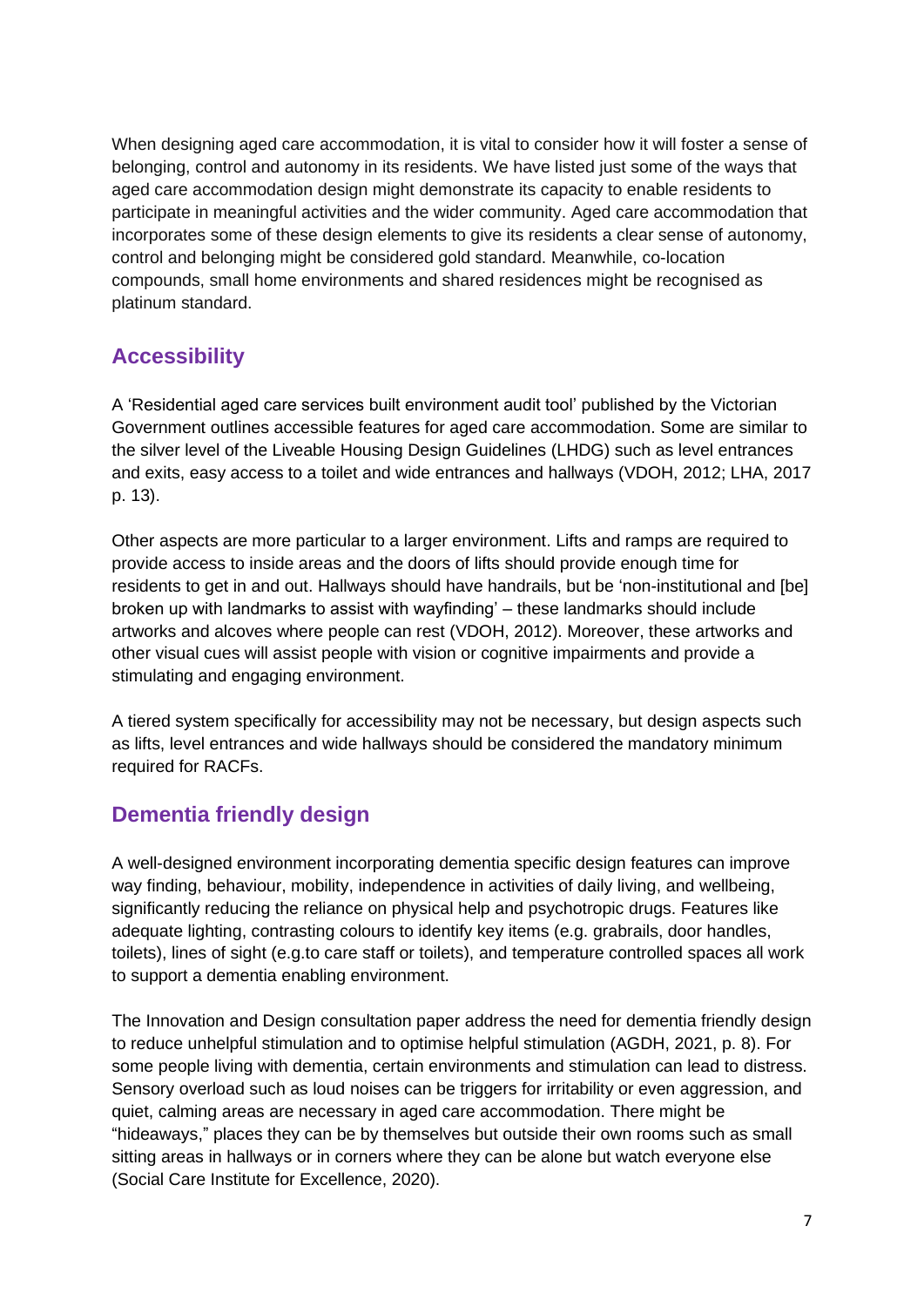When designing aged care accommodation, it is vital to consider how it will foster a sense of belonging, control and autonomy in its residents. We have listed just some of the ways that aged care accommodation design might demonstrate its capacity to enable residents to participate in meaningful activities and the wider community. Aged care accommodation that incorporates some of these design elements to give its residents a clear sense of autonomy, control and belonging might be considered gold standard. Meanwhile, co-location compounds, small home environments and shared residences might be recognised as platinum standard.

## Accessibility

A 'Residential aged care services built environment audit tool' published by the Victorian Government outlines accessible features for aged care accommodation. Some are similar to the silver level of the Liveable Housing Design Guidelines (LHDG) such as level entrances and exits, easy access to a toilet and wide entrances and hallways (VDOH, 2012; LHA, 2017 p. 13).

Other aspects are more particular to a larger environment. Lifts and ramps are required to provide access to inside areas and the doors of lifts should provide enough time for residents to get in and out. Hallways should have handrails, but be 'non-institutional and [be] broken up with landmarks to assist with wayfinding' – these landmarks should include artworks and alcoves where people can rest (VDOH, 2012). Moreover, these artworks and other visual cues will assist people with vision or cognitive impairments and provide a stimulating and engaging environment.

A tiered system specifically for accessibility may not be necessary, but design aspects such as lifts, level entrances and wide hallways should be considered the mandatory minimum required for RACFs.

## Dementia friendly design

A well-designed environment incorporating dementia specific design features can improve way finding, behaviour, mobility, independence in activities of daily living, and wellbeing, significantly reducing the reliance on physical help and psychotropic drugs. Features like adequate lighting, contrasting colours to identify key items (e.g. grabrails, door handles, toilets), lines of sight (e.g.to care staff or toilets), and temperature controlled spaces all work to support a dementia enabling environment.

The Innovation and Design consultation paper address the need for dementia friendly design to reduce unhelpful stimulation and to optimise helpful stimulation (AGDH, 2021, p. 8). For some people living with dementia, certain environments and stimulation can lead to distress. Sensory overload such as loud noises can be triggers for irritability or even aggression, and quiet, calming areas are necessary in aged care accommodation. There might be "hideaways," places they can be by themselves but outside their own rooms such as small sitting areas in hallways or in corners where they can be alone but watch everyone else (Social Care Institute for Excellence, 2020).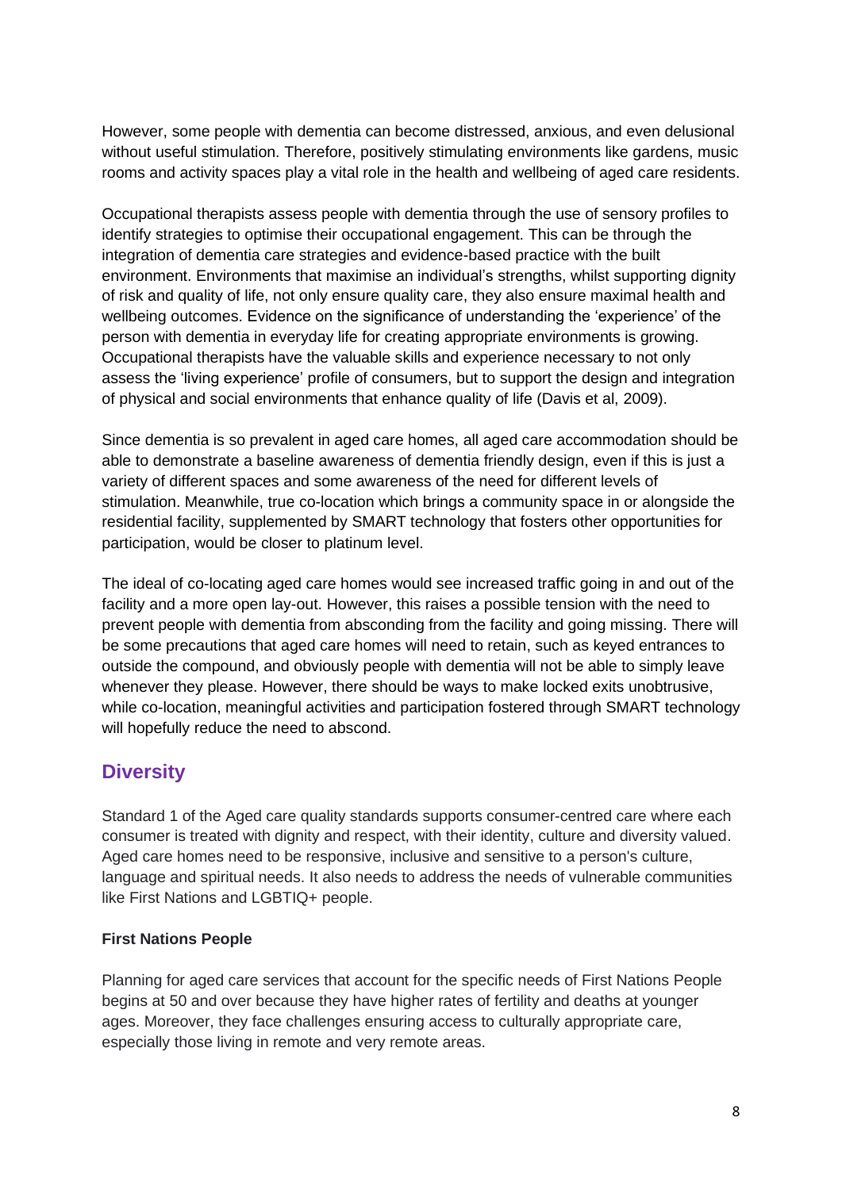However, some people with dementia can become distressed, anxious, and even delusional without useful stimulation. Therefore, positively stimulating environments like gardens, music rooms and activity spaces play a vital role in the health and wellbeing of aged care residents.

Occupational therapists assess people with dementia through the use of sensory profiles to identify strategies to optimise their occupational engagement. This can be through the integration of dementia care strategies and evidence-based practice with the built environment. Environments that maximise an individual's strengths, whilst supporting dignity of risk and quality of life, not only ensure quality care, they also ensure maximal health and wellbeing outcomes. Evidence on the significance of understanding the 'experience' of the person with dementia in everyday life for creating appropriate environments is growing. Occupational therapists have the valuable skills and experience necessary to not only assess the 'living experience' profile of consumers, but to support the design and integration of physical and social environments that enhance quality of life (Davis et al, 2009).

Since dementia is so prevalent in aged care homes, all aged care accommodation should be able to demonstrate a baseline awareness of dementia friendly design, even if this is just a variety of different spaces and some awareness of the need for different levels of stimulation. Meanwhile, true co-location which brings a community space in or alongside the residential facility, supplemented by SMART technology that fosters other opportunities for participation, would be closer to platinum level.

The ideal of co-locating aged care homes would see increased traffic going in and out of the facility and a more open lay-out. However, this raises a possible tension with the need to prevent people with dementia from absconding from the facility and going missing. There will be some precautions that aged care homes will need to retain, such as keyed entrances to outside the compound, and obviously people with dementia will not be able to simply leave whenever they please. However, there should be ways to make locked exits unobtrusive, while co-location, meaningful activities and participation fostered through SMART technology will hopefully reduce the need to abscond.

## Diversity

Standard 1 of the Aged care quality standards supports consumer-centred care where each consumer is treated with dignity and respect, with their identity, culture and diversity valued. Aged care homes need to be responsive, inclusive and sensitive to a person's culture, language and spiritual needs. It also needs to address the needs of vulnerable communities like First Nations and LGBTIQ+ people.

**First Nations People**

Planning for aged care services that account for the specific needs of First Nations People begins at 50 and over because they have higher rates of fertility and deaths at younger ages. Moreover, they face challenges ensuring access to culturally appropriate care, especially those living in remote and very remote areas.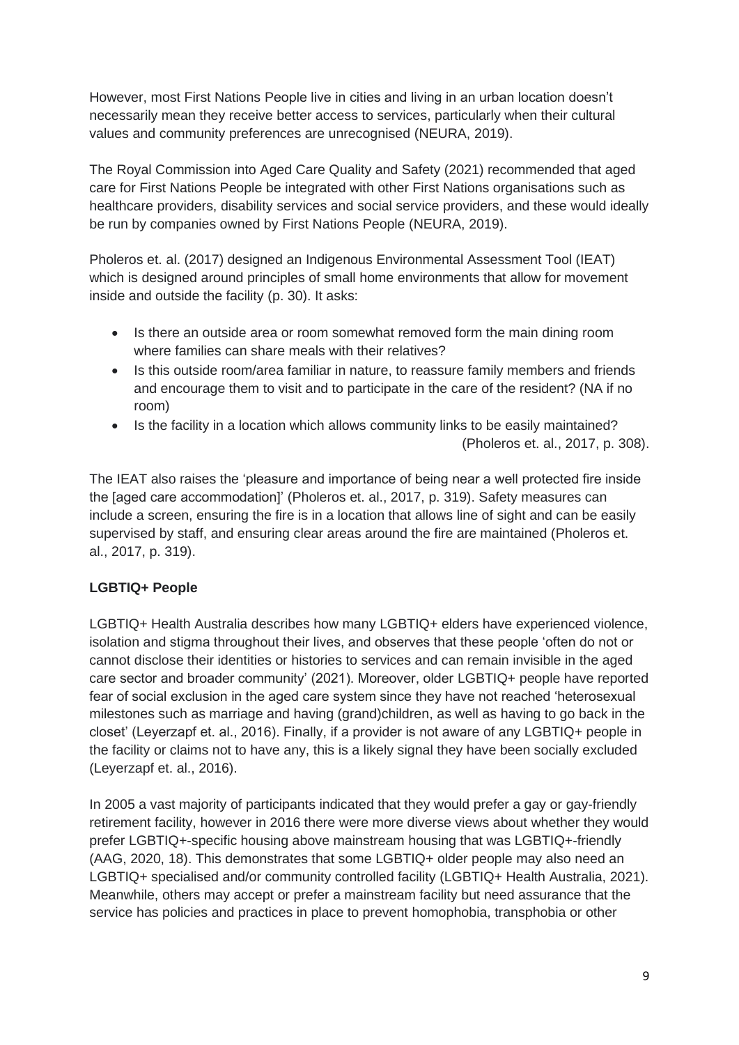However, most First Nations People live in cities and living in an urban location doesn't necessarily mean they receive better access to services, particularly when their cultural values and community preferences are unrecognised (NEURA, 2019).

The Royal Commission into Aged Care Quality and Safety (2021) recommended that aged care for First Nations People be integrated with other First Nations organisations such as healthcare providers, disability services and social service providers, and these would ideally be run by companies owned by First Nations People (NEURA, 2019).

Pholeros et. al. (2017) designed an Indigenous Environmental Assessment Tool (IEAT) which is designed around principles of small home environments that allow for movement inside and outside the facility (p. 30). It asks:

- Is there an outside area or room somewhat removed form the main dining room where families can share meals with their relatives?
- Is this outside room/area familiar in nature, to reassure family members and friends and encourage them to visit and to participate in the care of the resident? (NA if no room)
- Is the facility in a location which allows community links to be easily maintained? (Pholeros et. al., 2017, p. 308).

The IEAT also raises the 'pleasure and importance of being near a well protected fire inside the [aged care accommodation]' (Pholeros et. al., 2017, p. 319). Safety measures can include a screen, ensuring the fire is in a location that allows line of sight and can be easily supervised by staff, and ensuring clear areas around the fire are maintained (Pholeros et. al., 2017, p. 319).

**LGBTIQ+ People**

LGBTIQ+ Health Australia describes how many LGBTIQ+ elders have experienced violence, isolation and stigma throughout their lives, and observes that these people 'often do not or cannot disclose their identities or histories to services and can remain invisible in the aged care sector and broader community' (2021). Moreover, older LGBTIQ+ people have reported fear of social exclusion in the aged care system since they have not reached 'heterosexual milestones such as marriage and having (grand)children, as well as having to go back in the closet' (Leyerzapf et. al., 2016). Finally, if a provider is not aware of any LGBTIQ+ people in the facility or claims not to have any, this is a likely signal they have been socially excluded (Leyerzapf et. al., 2016).

In 2005 a vast majority of participants indicated that they would prefer a gay or gay-friendly retirement facility, however in 2016 there were more diverse views about whether they would prefer LGBTIQ+-specific housing above mainstream housing that was LGBTIQ+-friendly (AAG, 2020, 18). This demonstrates that some LGBTIQ+ older people may also need an LGBTIQ+ specialised and/or community controlled facility (LGBTIQ+ Health Australia, 2021). Meanwhile, others may accept or prefer a mainstream facility but need assurance that the service has policies and practices in place to prevent homophobia, transphobia or other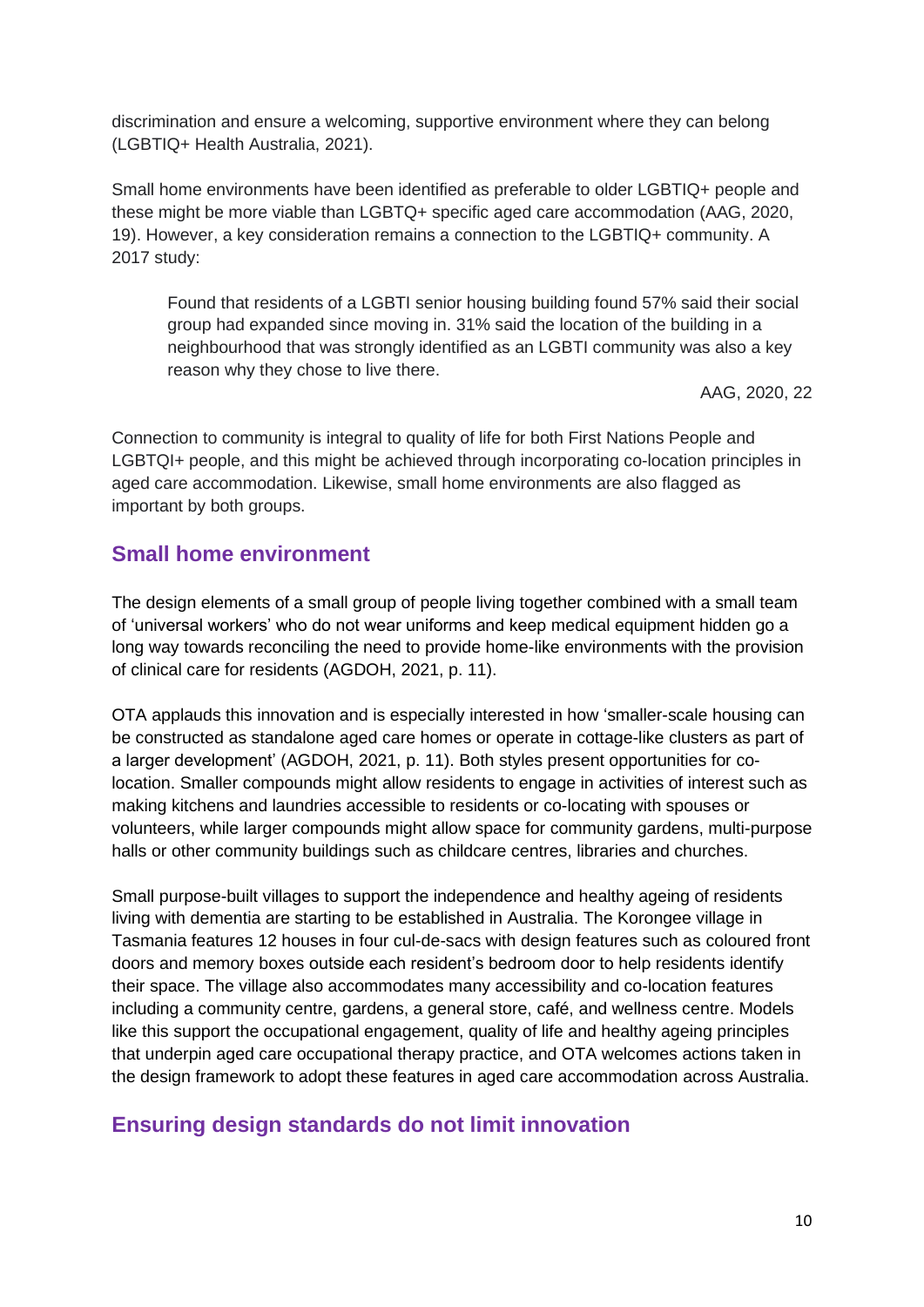discrimination and ensure a welcoming, supportive environment where they can belong (LGBTIQ+ Health Australia, 2021).

Small home environments have been identified as preferable to older LGBTIQ+ people and these might be more viable than LGBTQ+ specific aged care accommodation (AAG, 2020, 19). However, a key consideration remains a connection to the LGBTIQ+ community. A 2017 study:

> Found that residents of a LGBTI senior housing building found 57% said their social group had expanded since moving in. 31% said the location of the building in a neighbourhood that was strongly identified as an LGBTI community was also a key reason why they chose to live there.
>
> AAG, 2020, 22

Connection to community is integral to quality of life for both First Nations People and LGBTQI+ people, and this might be achieved through incorporating co-location principles in aged care accommodation. Likewise, small home environments are also flagged as important by both groups.

## Small home environment

The design elements of a small group of people living together combined with a small team of 'universal workers' who do not wear uniforms and keep medical equipment hidden go a long way towards reconciling the need to provide home-like environments with the provision of clinical care for residents (AGDOH, 2021, p. 11).

OTA applauds this innovation and is especially interested in how 'smaller-scale housing can be constructed as standalone aged care homes or operate in cottage-like clusters as part of a larger development' (AGDOH, 2021, p. 11). Both styles present opportunities for co-location. Smaller compounds might allow residents to engage in activities of interest such as making kitchens and laundries accessible to residents or co-locating with spouses or volunteers, while larger compounds might allow space for community gardens, multi-purpose halls or other community buildings such as childcare centres, libraries and churches.

Small purpose-built villages to support the independence and healthy ageing of residents living with dementia are starting to be established in Australia. The Korongee village in Tasmania features 12 houses in four cul-de-sacs with design features such as coloured front doors and memory boxes outside each resident's bedroom door to help residents identify their space. The village also accommodates many accessibility and co-location features including a community centre, gardens, a general store, café, and wellness centre. Models like this support the occupational engagement, quality of life and healthy ageing principles that underpin aged care occupational therapy practice, and OTA welcomes actions taken in the design framework to adopt these features in aged care accommodation across Australia.

## Ensuring design standards do not limit innovation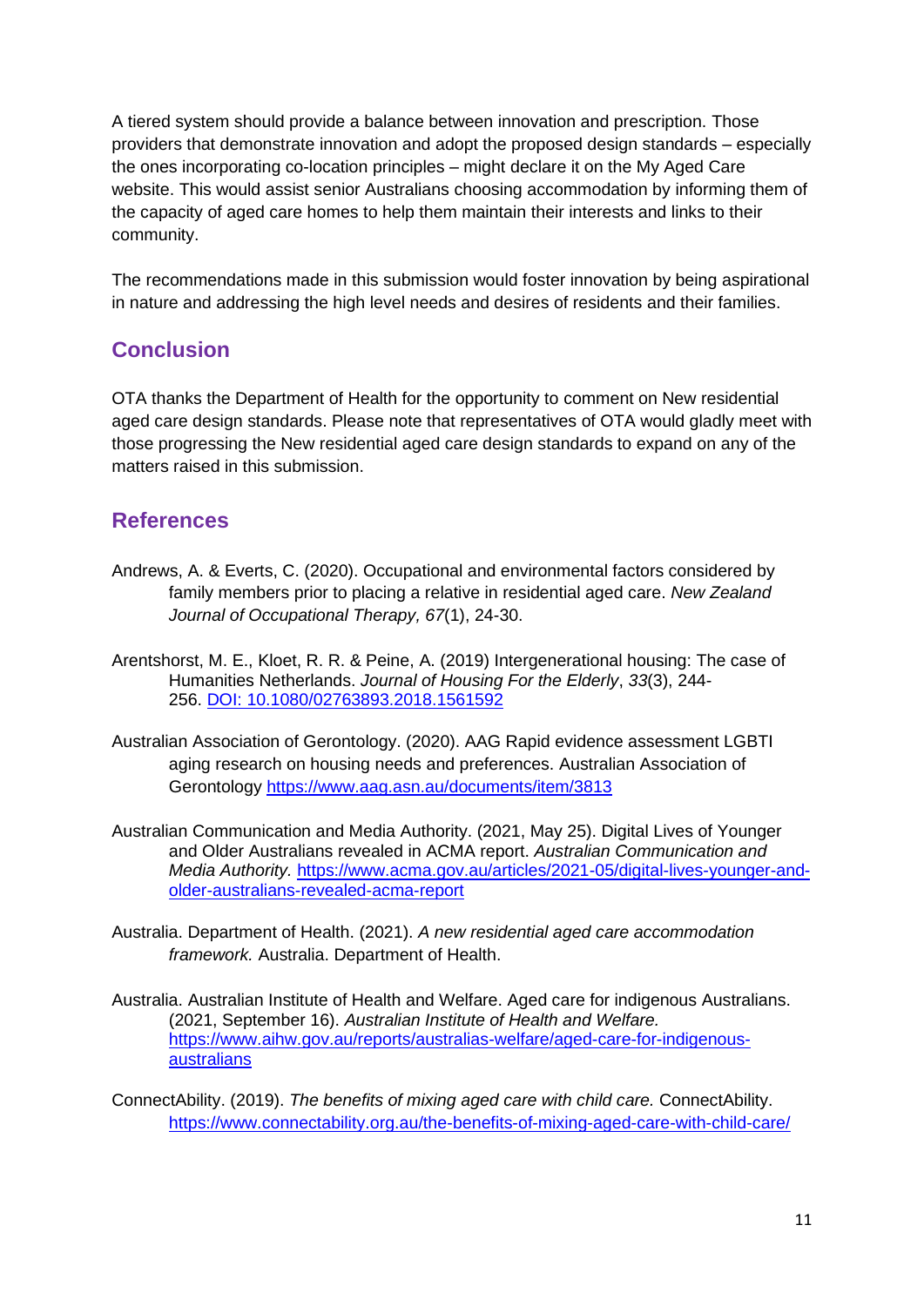A tiered system should provide a balance between innovation and prescription. Those providers that demonstrate innovation and adopt the proposed design standards – especially the ones incorporating co-location principles – might declare it on the My Aged Care website. This would assist senior Australians choosing accommodation by informing them of the capacity of aged care homes to help them maintain their interests and links to their community.

The recommendations made in this submission would foster innovation by being aspirational in nature and addressing the high level needs and desires of residents and their families.

## Conclusion

OTA thanks the Department of Health for the opportunity to comment on New residential aged care design standards. Please note that representatives of OTA would gladly meet with those progressing the New residential aged care design standards to expand on any of the matters raised in this submission.

## References

Andrews, A. & Everts, C. (2020). Occupational and environmental factors considered by family members prior to placing a relative in residential aged care. *New Zealand Journal of Occupational Therapy, 67*(1), 24-30.

Arentshorst, M. E., Kloet, R. R. & Peine, A. (2019) Intergenerational housing: The case of Humanities Netherlands. *Journal of Housing For the Elderly*, *33*(3), 244-256. [DOI: 10.1080/02763893.2018.1561592](https://doi.org/10.1080/02763893.2018.1561592)

Australian Association of Gerontology. (2020). AAG Rapid evidence assessment LGBTI aging research on housing needs and preferences. Australian Association of Gerontology https://www.aag.asn.au/documents/item/3813

Australian Communication and Media Authority. (2021, May 25). Digital Lives of Younger and Older Australians revealed in ACMA report. *Australian Communication and Media Authority.* https://www.acma.gov.au/articles/2021-05/digital-lives-younger-and-older-australians-revealed-acma-report

Australia. Department of Health. (2021). *A new residential aged care accommodation framework.* Australia. Department of Health.

Australia. Australian Institute of Health and Welfare. Aged care for indigenous Australians. (2021, September 16). *Australian Institute of Health and Welfare.* https://www.aihw.gov.au/reports/australias-welfare/aged-care-for-indigenous-australians

ConnectAbility. (2019). *The benefits of mixing aged care with child care.* ConnectAbility. https://www.connectability.org.au/the-benefits-of-mixing-aged-care-with-child-care/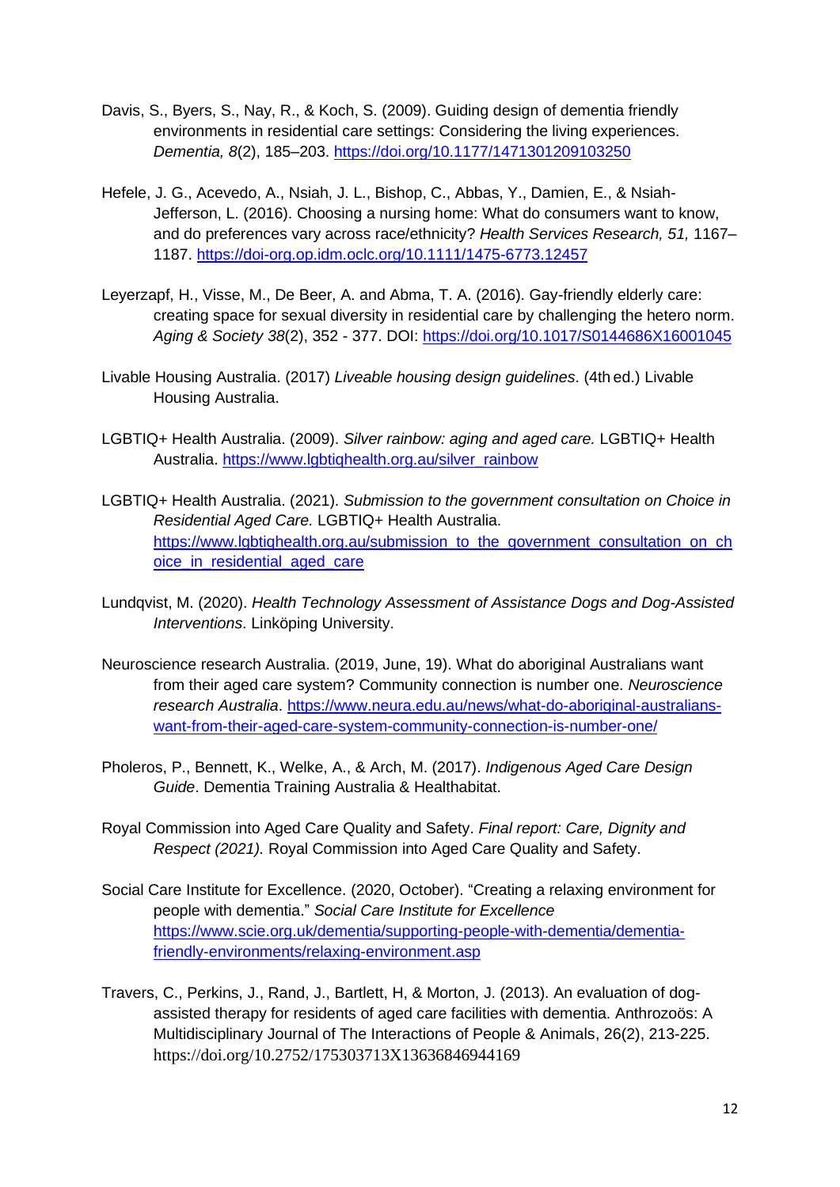Davis, S., Byers, S., Nay, R., & Koch, S. (2009). Guiding design of dementia friendly environments in residential care settings: Considering the living experiences. *Dementia, 8*(2), 185–203. https://doi.org/10.1177/1471301209103250

Hefele, J. G., Acevedo, A., Nsiah, J. L., Bishop, C., Abbas, Y., Damien, E., & Nsiah-Jefferson, L. (2016). Choosing a nursing home: What do consumers want to know, and do preferences vary across race/ethnicity? *Health Services Research, 51,* 1167–1187. https://doi-org.op.idm.oclc.org/10.1111/1475-6773.12457

Leyerzapf, H., Visse, M., De Beer, A. and Abma, T. A. (2016). Gay-friendly elderly care: creating space for sexual diversity in residential care by challenging the hetero norm. *Aging & Society 38*(2), 352 - 377. DOI: https://doi.org/10.1017/S0144686X16001045

Livable Housing Australia. (2017) *Liveable housing design guidelines*. (4th ed.) Livable Housing Australia.

LGBTIQ+ Health Australia. (2009). *Silver rainbow: aging and aged care.* LGBTIQ+ Health Australia. https://www.lgbtiqhealth.org.au/silver_rainbow

LGBTIQ+ Health Australia. (2021). *Submission to the government consultation on Choice in Residential Aged Care.* LGBTIQ+ Health Australia. https://www.lgbtiqhealth.org.au/submission_to_the_government_consultation_on_choice_in_residential_aged_care

Lundqvist, M. (2020). *Health Technology Assessment of Assistance Dogs and Dog-Assisted Interventions*. Linköping University.

Neuroscience research Australia. (2019, June, 19). What do aboriginal Australians want from their aged care system? Community connection is number one. *Neuroscience research Australia*. https://www.neura.edu.au/news/what-do-aboriginal-australians-want-from-their-aged-care-system-community-connection-is-number-one/

Pholeros, P., Bennett, K., Welke, A., & Arch, M. (2017). *Indigenous Aged Care Design Guide*. Dementia Training Australia & Healthabitat.

Royal Commission into Aged Care Quality and Safety. *Final report: Care, Dignity and Respect (2021).* Royal Commission into Aged Care Quality and Safety.

Social Care Institute for Excellence. (2020, October). "Creating a relaxing environment for people with dementia." *Social Care Institute for Excellence* https://www.scie.org.uk/dementia/supporting-people-with-dementia/dementia-friendly-environments/relaxing-environment.asp

Travers, C., Perkins, J., Rand, J., Bartlett, H, & Morton, J. (2013). An evaluation of dog-assisted therapy for residents of aged care facilities with dementia. Anthrozoös: A Multidisciplinary Journal of The Interactions of People & Animals, 26(2), 213-225. https://doi.org/10.2752/175303713X13636846944169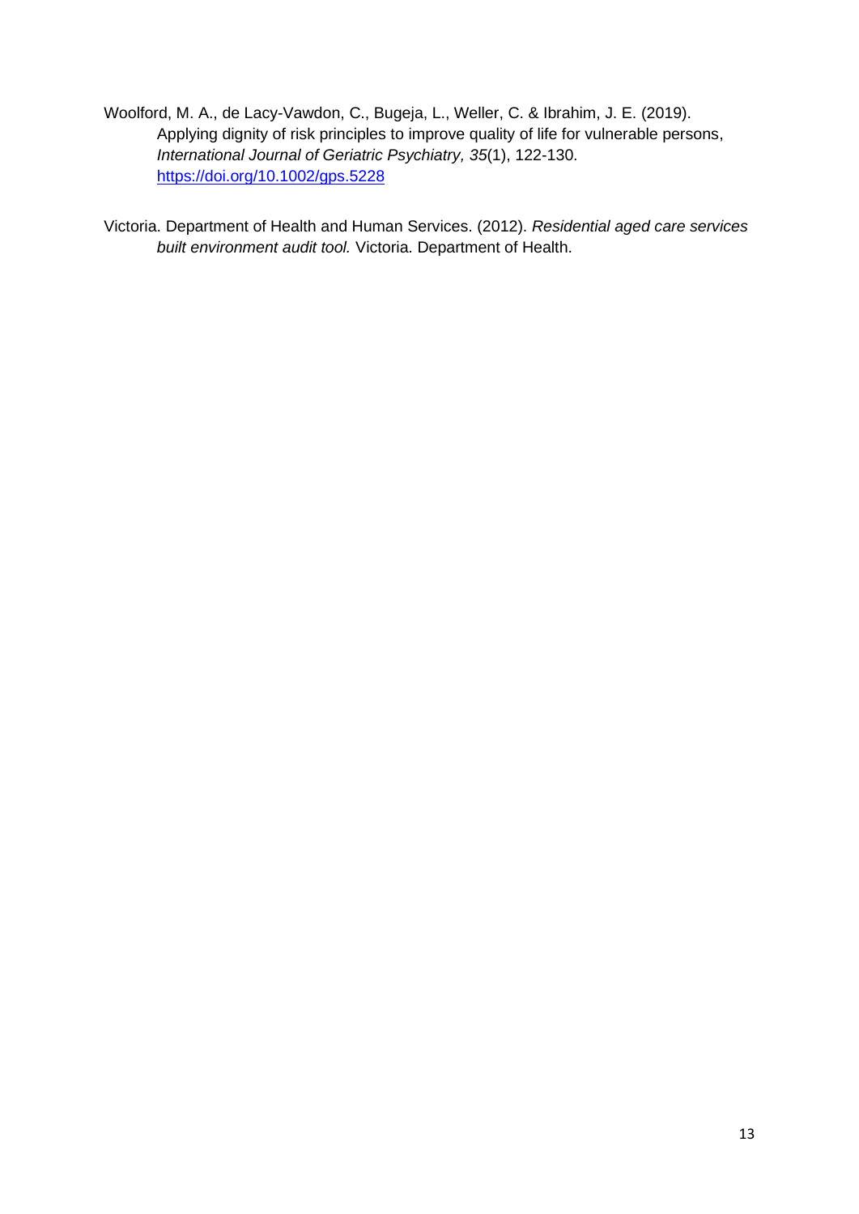Woolford, M. A., de Lacy-Vawdon, C., Bugeja, L., Weller, C. & Ibrahim, J. E. (2019). Applying dignity of risk principles to improve quality of life for vulnerable persons, *International Journal of Geriatric Psychiatry, 35*(1), 122-130. https://doi.org/10.1002/gps.5228

Victoria. Department of Health and Human Services. (2012). *Residential aged care services built environment audit tool.* Victoria. Department of Health.